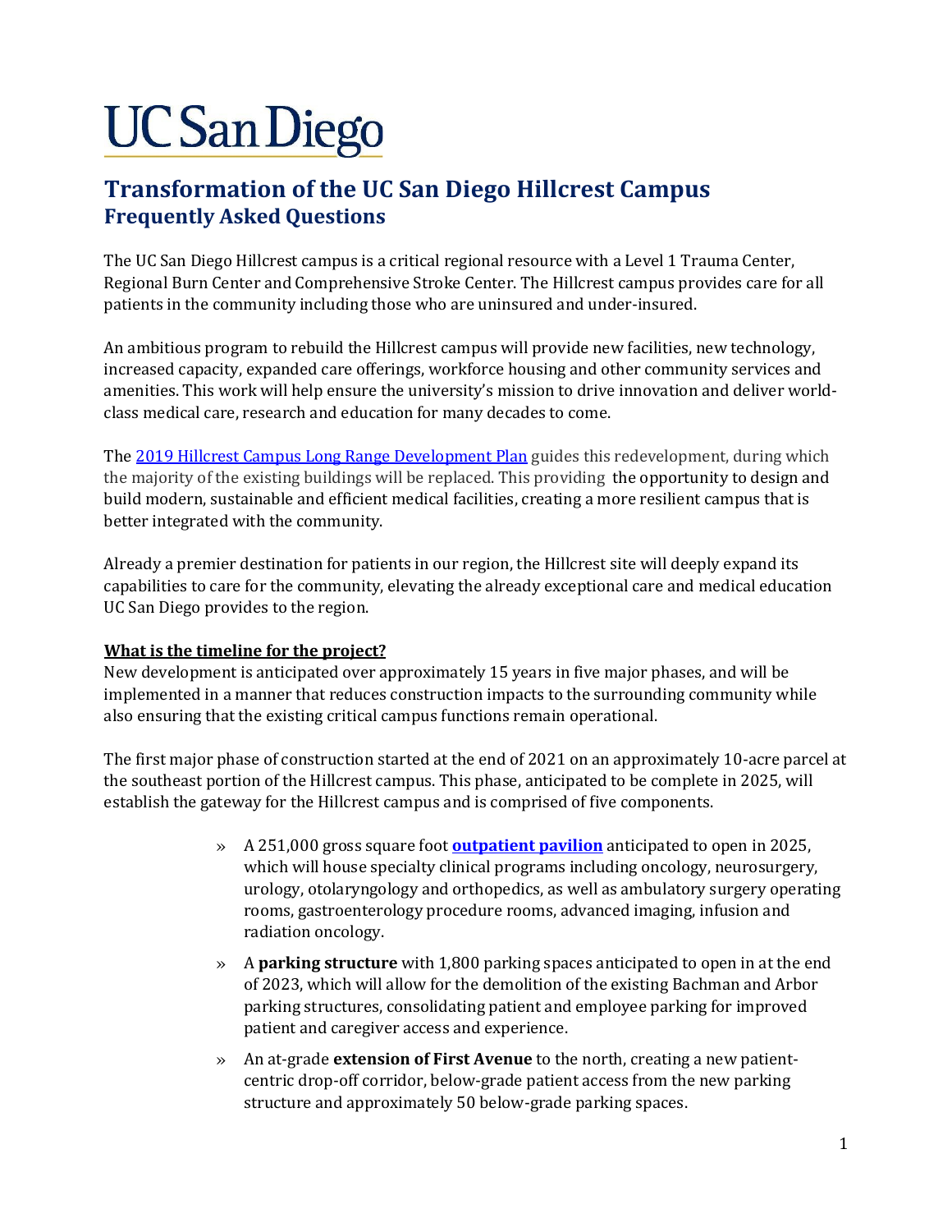UC San Diego

# Transformation of the UC San Diego Hillcrest Campus
## Frequently Asked Questions

The UC San Diego Hillcrest campus is a critical regional resource with a Level 1 Trauma Center, Regional Burn Center and Comprehensive Stroke Center. The Hillcrest campus provides care for all patients in the community including those who are uninsured and under-insured.

An ambitious program to rebuild the Hillcrest campus will provide new facilities, new technology, increased capacity, expanded care offerings, workforce housing and other community services and amenities. This work will help ensure the university's mission to drive innovation and deliver world-class medical care, research and education for many decades to come.

The 2019 Hillcrest Campus Long Range Development Plan guides this redevelopment, during which the majority of the existing buildings will be replaced. This providing the opportunity to design and build modern, sustainable and efficient medical facilities, creating a more resilient campus that is better integrated with the community.

Already a premier destination for patients in our region, the Hillcrest site will deeply expand its capabilities to care for the community, elevating the already exceptional care and medical education UC San Diego provides to the region.

**What is the timeline for the project?**

New development is anticipated over approximately 15 years in five major phases, and will be implemented in a manner that reduces construction impacts to the surrounding community while also ensuring that the existing critical campus functions remain operational.

The first major phase of construction started at the end of 2021 on an approximately 10-acre parcel at the southeast portion of the Hillcrest campus. This phase, anticipated to be complete in 2025, will establish the gateway for the Hillcrest campus and is comprised of five components.

- A 251,000 gross square foot **outpatient pavilion** anticipated to open in 2025, which will house specialty clinical programs including oncology, neurosurgery, urology, otolaryngology and orthopedics, as well as ambulatory surgery operating rooms, gastroenterology procedure rooms, advanced imaging, infusion and radiation oncology.
- A **parking structure** with 1,800 parking spaces anticipated to open in at the end of 2023, which will allow for the demolition of the existing Bachman and Arbor parking structures, consolidating patient and employee parking for improved patient and caregiver access and experience.
- An at-grade **extension of First Avenue** to the north, creating a new patient-centric drop-off corridor, below-grade patient access from the new parking structure and approximately 50 below-grade parking spaces.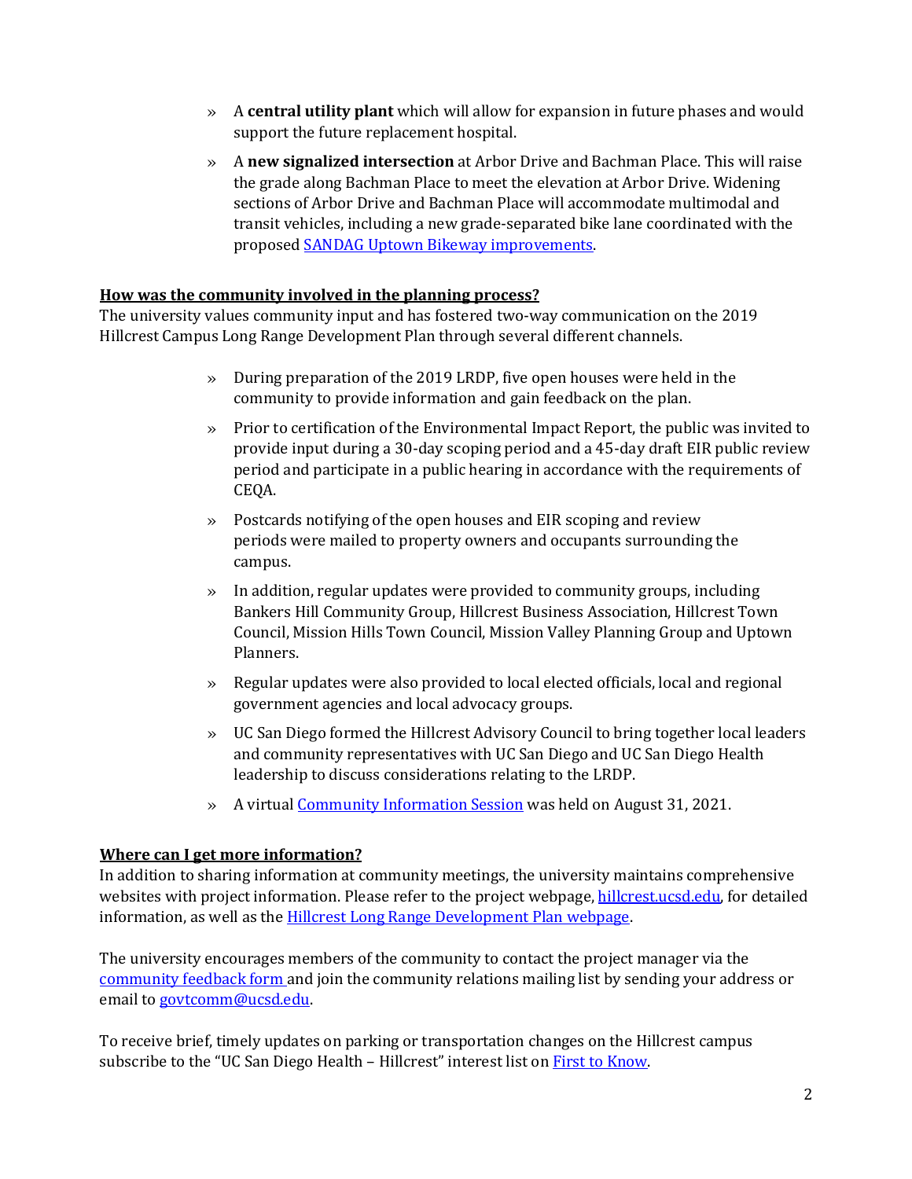- A **central utility plant** which will allow for expansion in future phases and would support the future replacement hospital.
- A **new signalized intersection** at Arbor Drive and Bachman Place. This will raise the grade along Bachman Place to meet the elevation at Arbor Drive. Widening sections of Arbor Drive and Bachman Place will accommodate multimodal and transit vehicles, including a new grade-separated bike lane coordinated with the proposed SANDAG Uptown Bikeway improvements.

**How was the community involved in the planning process?**

The university values community input and has fostered two-way communication on the 2019 Hillcrest Campus Long Range Development Plan through several different channels.

- During preparation of the 2019 LRDP, five open houses were held in the community to provide information and gain feedback on the plan.
- Prior to certification of the Environmental Impact Report, the public was invited to provide input during a 30-day scoping period and a 45-day draft EIR public review period and participate in a public hearing in accordance with the requirements of CEQA.
- Postcards notifying of the open houses and EIR scoping and review periods were mailed to property owners and occupants surrounding the campus.
- In addition, regular updates were provided to community groups, including Bankers Hill Community Group, Hillcrest Business Association, Hillcrest Town Council, Mission Hills Town Council, Mission Valley Planning Group and Uptown Planners.
- Regular updates were also provided to local elected officials, local and regional government agencies and local advocacy groups.
- UC San Diego formed the Hillcrest Advisory Council to bring together local leaders and community representatives with UC San Diego and UC San Diego Health leadership to discuss considerations relating to the LRDP.
- A virtual Community Information Session was held on August 31, 2021.

**Where can I get more information?**

In addition to sharing information at community meetings, the university maintains comprehensive websites with project information. Please refer to the project webpage, hillcrest.ucsd.edu, for detailed information, as well as the Hillcrest Long Range Development Plan webpage.

The university encourages members of the community to contact the project manager via the community feedback form and join the community relations mailing list by sending your address or email to govtcomm@ucsd.edu.

To receive brief, timely updates on parking or transportation changes on the Hillcrest campus subscribe to the "UC San Diego Health – Hillcrest" interest list on First to Know.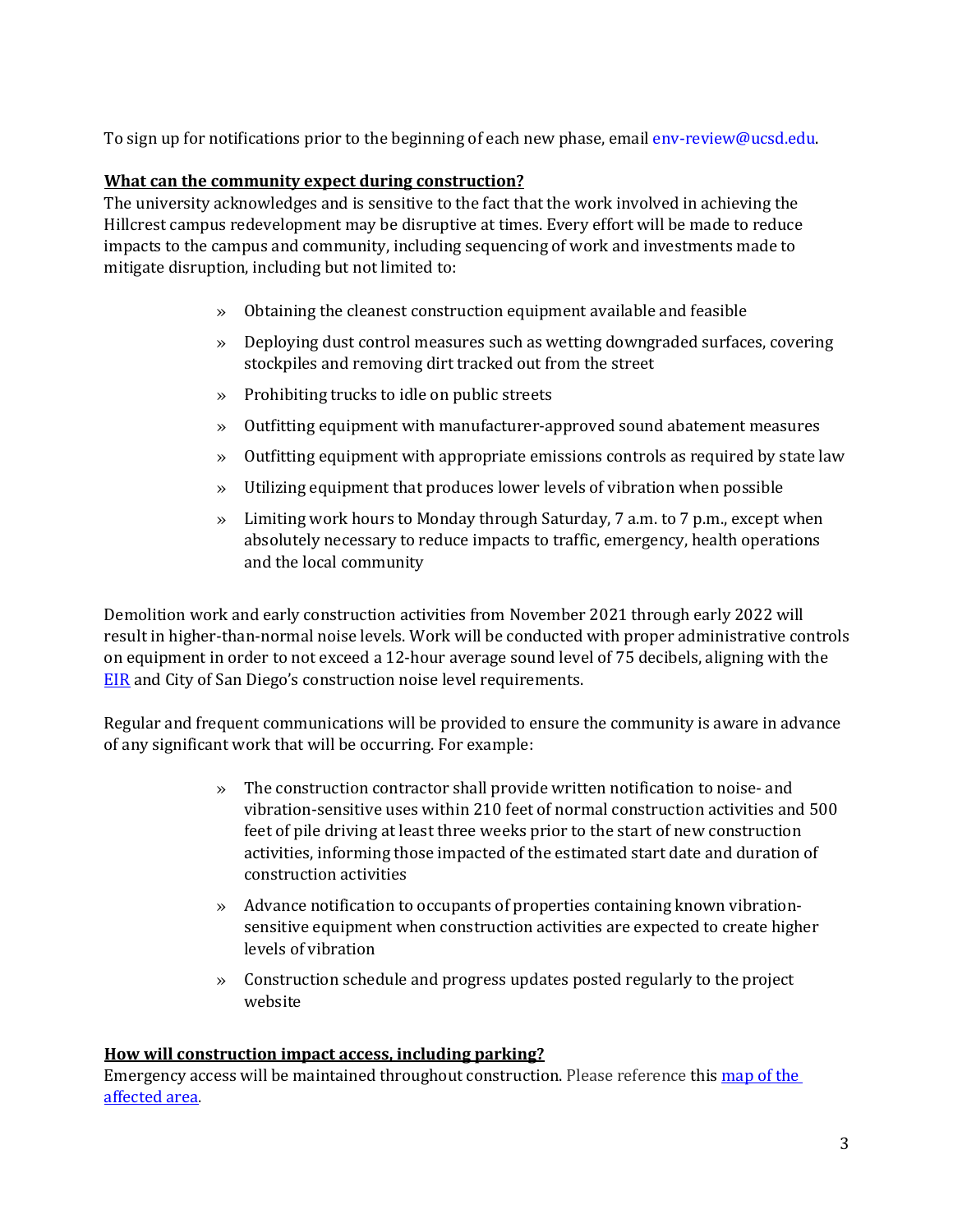To sign up for notifications prior to the beginning of each new phase, email env-review@ucsd.edu.

**What can the community expect during construction?**

The university acknowledges and is sensitive to the fact that the work involved in achieving the Hillcrest campus redevelopment may be disruptive at times. Every effort will be made to reduce impacts to the campus and community, including sequencing of work and investments made to mitigate disruption, including but not limited to:

- Obtaining the cleanest construction equipment available and feasible
- Deploying dust control measures such as wetting downgraded surfaces, covering stockpiles and removing dirt tracked out from the street
- Prohibiting trucks to idle on public streets
- Outfitting equipment with manufacturer-approved sound abatement measures
- Outfitting equipment with appropriate emissions controls as required by state law
- Utilizing equipment that produces lower levels of vibration when possible
- Limiting work hours to Monday through Saturday, 7 a.m. to 7 p.m., except when absolutely necessary to reduce impacts to traffic, emergency, health operations and the local community

Demolition work and early construction activities from November 2021 through early 2022 will result in higher-than-normal noise levels. Work will be conducted with proper administrative controls on equipment in order to not exceed a 12-hour average sound level of 75 decibels, aligning with the EIR and City of San Diego's construction noise level requirements.

Regular and frequent communications will be provided to ensure the community is aware in advance of any significant work that will be occurring. For example:

- The construction contractor shall provide written notification to noise- and vibration-sensitive uses within 210 feet of normal construction activities and 500 feet of pile driving at least three weeks prior to the start of new construction activities, informing those impacted of the estimated start date and duration of construction activities
- Advance notification to occupants of properties containing known vibration-sensitive equipment when construction activities are expected to create higher levels of vibration
- Construction schedule and progress updates posted regularly to the project website

**How will construction impact access, including parking?**

Emergency access will be maintained throughout construction. Please reference this map of the affected area.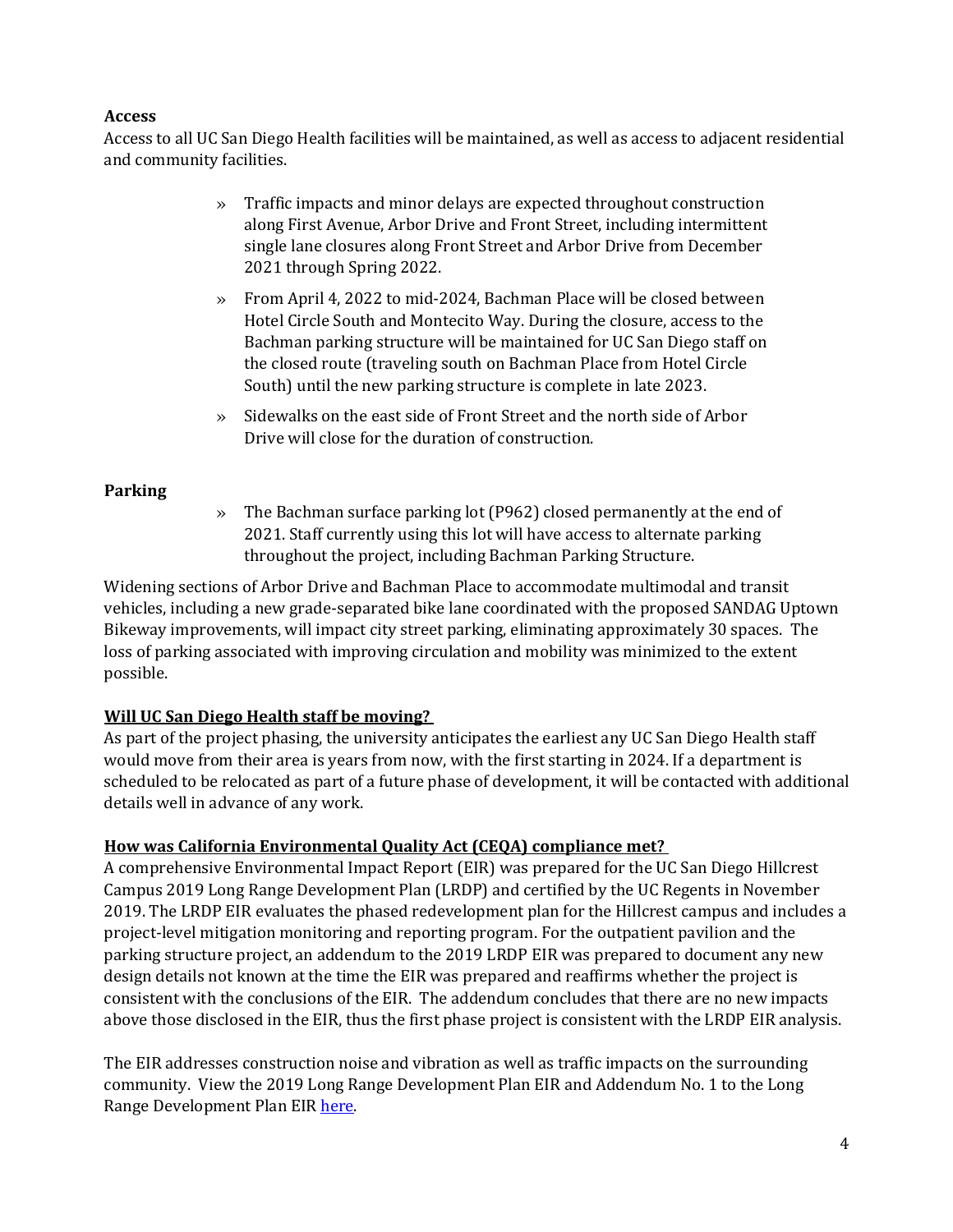**Access**

Access to all UC San Diego Health facilities will be maintained, as well as access to adjacent residential and community facilities.

- » Traffic impacts and minor delays are expected throughout construction along First Avenue, Arbor Drive and Front Street, including intermittent single lane closures along Front Street and Arbor Drive from December 2021 through Spring 2022.
- » From April 4, 2022 to mid-2024, Bachman Place will be closed between Hotel Circle South and Montecito Way. During the closure, access to the Bachman parking structure will be maintained for UC San Diego staff on the closed route (traveling south on Bachman Place from Hotel Circle South) until the new parking structure is complete in late 2023.
- » Sidewalks on the east side of Front Street and the north side of Arbor Drive will close for the duration of construction.

**Parking**

- » The Bachman surface parking lot (P962) closed permanently at the end of 2021. Staff currently using this lot will have access to alternate parking throughout the project, including Bachman Parking Structure.

Widening sections of Arbor Drive and Bachman Place to accommodate multimodal and transit vehicles, including a new grade-separated bike lane coordinated with the proposed SANDAG Uptown Bikeway improvements, will impact city street parking, eliminating approximately 30 spaces. The loss of parking associated with improving circulation and mobility was minimized to the extent possible.

**Will UC San Diego Health staff be moving?**

As part of the project phasing, the university anticipates the earliest any UC San Diego Health staff would move from their area is years from now, with the first starting in 2024. If a department is scheduled to be relocated as part of a future phase of development, it will be contacted with additional details well in advance of any work.

**How was California Environmental Quality Act (CEQA) compliance met?**

A comprehensive Environmental Impact Report (EIR) was prepared for the UC San Diego Hillcrest Campus 2019 Long Range Development Plan (LRDP) and certified by the UC Regents in November 2019. The LRDP EIR evaluates the phased redevelopment plan for the Hillcrest campus and includes a project-level mitigation monitoring and reporting program. For the outpatient pavilion and the parking structure project, an addendum to the 2019 LRDP EIR was prepared to document any new design details not known at the time the EIR was prepared and reaffirms whether the project is consistent with the conclusions of the EIR. The addendum concludes that there are no new impacts above those disclosed in the EIR, thus the first phase project is consistent with the LRDP EIR analysis.

The EIR addresses construction noise and vibration as well as traffic impacts on the surrounding community. View the 2019 Long Range Development Plan EIR and Addendum No. 1 to the Long Range Development Plan EIR here.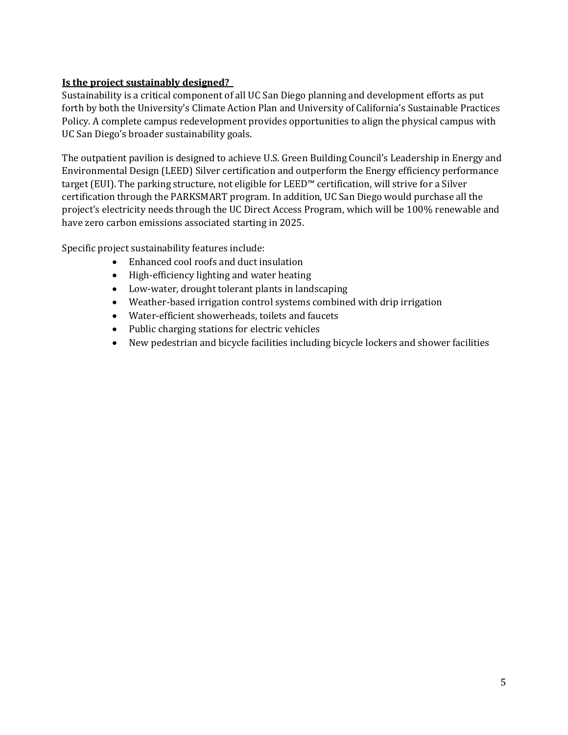**Is the project sustainably designed?**

Sustainability is a critical component of all UC San Diego planning and development efforts as put forth by both the University's Climate Action Plan and University of California's Sustainable Practices Policy. A complete campus redevelopment provides opportunities to align the physical campus with UC San Diego's broader sustainability goals.

The outpatient pavilion is designed to achieve U.S. Green Building Council's Leadership in Energy and Environmental Design (LEED) Silver certification and outperform the Energy efficiency performance target (EUI). The parking structure, not eligible for LEED™ certification, will strive for a Silver certification through the PARKSMART program. In addition, UC San Diego would purchase all the project's electricity needs through the UC Direct Access Program, which will be 100% renewable and have zero carbon emissions associated starting in 2025.

Specific project sustainability features include:

- Enhanced cool roofs and duct insulation
- High-efficiency lighting and water heating
- Low-water, drought tolerant plants in landscaping
- Weather-based irrigation control systems combined with drip irrigation
- Water-efficient showerheads, toilets and faucets
- Public charging stations for electric vehicles
- New pedestrian and bicycle facilities including bicycle lockers and shower facilities